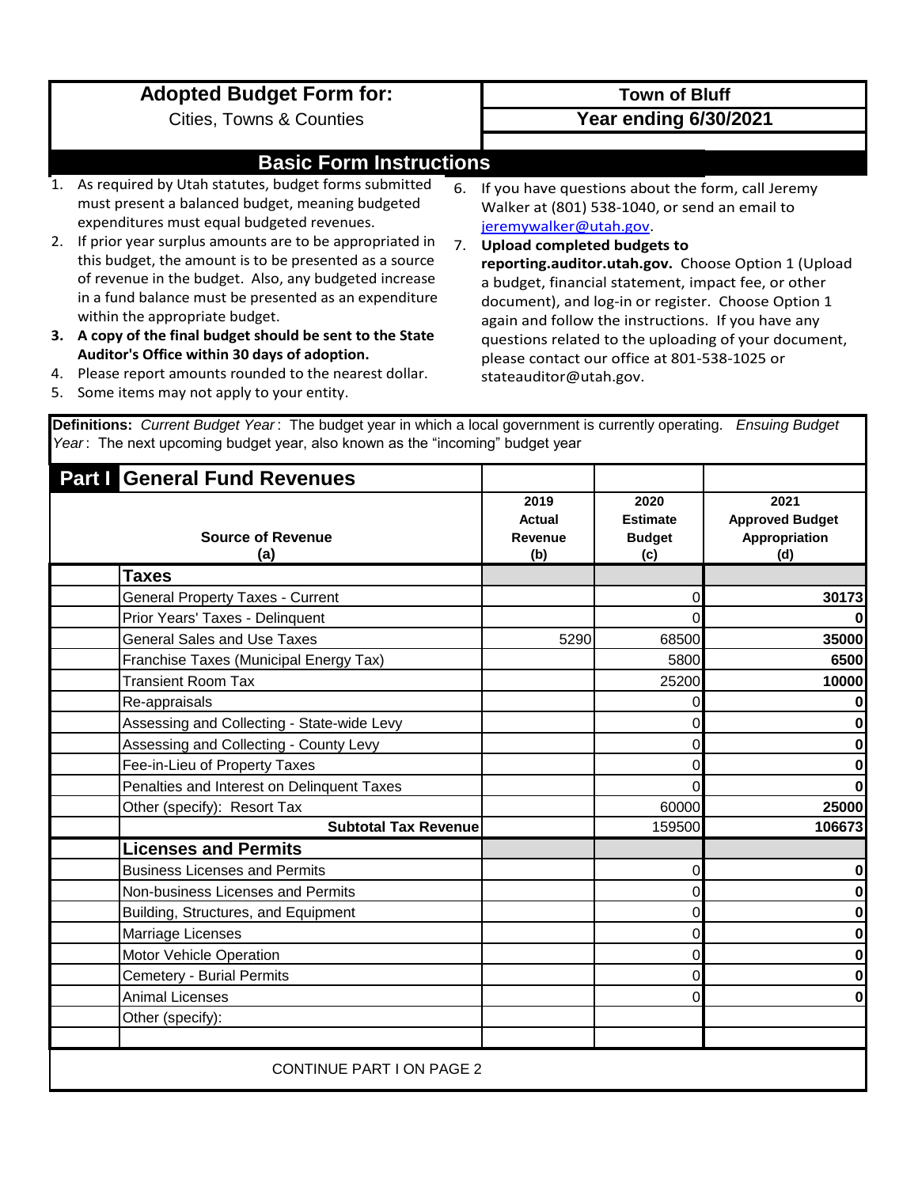# Adopted Budget Form for:

Cities, Towns & Counties

**Town of Bluff**

**Year ending 6/30/2021**

## Basic Form Instructions

1. As required by Utah statutes, budget forms submitted must present a balanced budget, meaning budgeted expenditures must equal budgeted revenues.
2. If prior year surplus amounts are to be appropriated in this budget, the amount is to be presented as a source of revenue in the budget. Also, any budgeted increase in a fund balance must be presented as an expenditure within the appropriate budget.
3. **A copy of the final budget should be sent to the State Auditor's Office within 30 days of adoption.**
4. Please report amounts rounded to the nearest dollar.
5. Some items may not apply to your entity.
6. If you have questions about the form, call Jeremy Walker at (801) 538-1040, or send an email to jeremywalker@utah.gov.
7. **Upload completed budgets to reporting.auditor.utah.gov.** Choose Option 1 (Upload a budget, financial statement, impact fee, or other document), and log-in or register. Choose Option 1 again and follow the instructions. If you have any questions related to the uploading of your document, please contact our office at 801-538-1025 or stateauditor@utah.gov.

**Definitions:** *Current Budget Year*: The budget year in which a local government is currently operating. *Ensuing Budget Year*: The next upcoming budget year, also known as the "incoming" budget year

## Part I General Fund Revenues

| Source of Revenue (a) | 2019 Actual Revenue (b) | 2020 Estimate Budget (c) | 2021 Approved Budget Appropriation (d) |
|---|---|---|---|
| **Taxes** | | | |
| General Property Taxes - Current | | 0 | **30173** |
| Prior Years' Taxes - Delinquent | | 0 | **0** |
| General Sales and Use Taxes | 5290 | 68500 | **35000** |
| Franchise Taxes (Municipal Energy Tax) | | 5800 | **6500** |
| Transient Room Tax | | 25200 | **10000** |
| Re-appraisals | | 0 | **0** |
| Assessing and Collecting - State-wide Levy | | 0 | **0** |
| Assessing and Collecting - County Levy | | 0 | **0** |
| Fee-in-Lieu of Property Taxes | | 0 | **0** |
| Penalties and Interest on Delinquent Taxes | | 0 | **0** |
| Other (specify): Resort Tax | | 60000 | **25000** |
| **Subtotal Tax Revenue** | | 159500 | **106673** |
| **Licenses and Permits** | | | |
| Business Licenses and Permits | | 0 | **0** |
| Non-business Licenses and Permits | | 0 | **0** |
| Building, Structures, and Equipment | | 0 | **0** |
| Marriage Licenses | | 0 | **0** |
| Motor Vehicle Operation | | 0 | **0** |
| Cemetery - Burial Permits | | 0 | **0** |
| Animal Licenses | | 0 | **0** |
| Other (specify): | | | |
| | | | |

CONTINUE PART I ON PAGE 2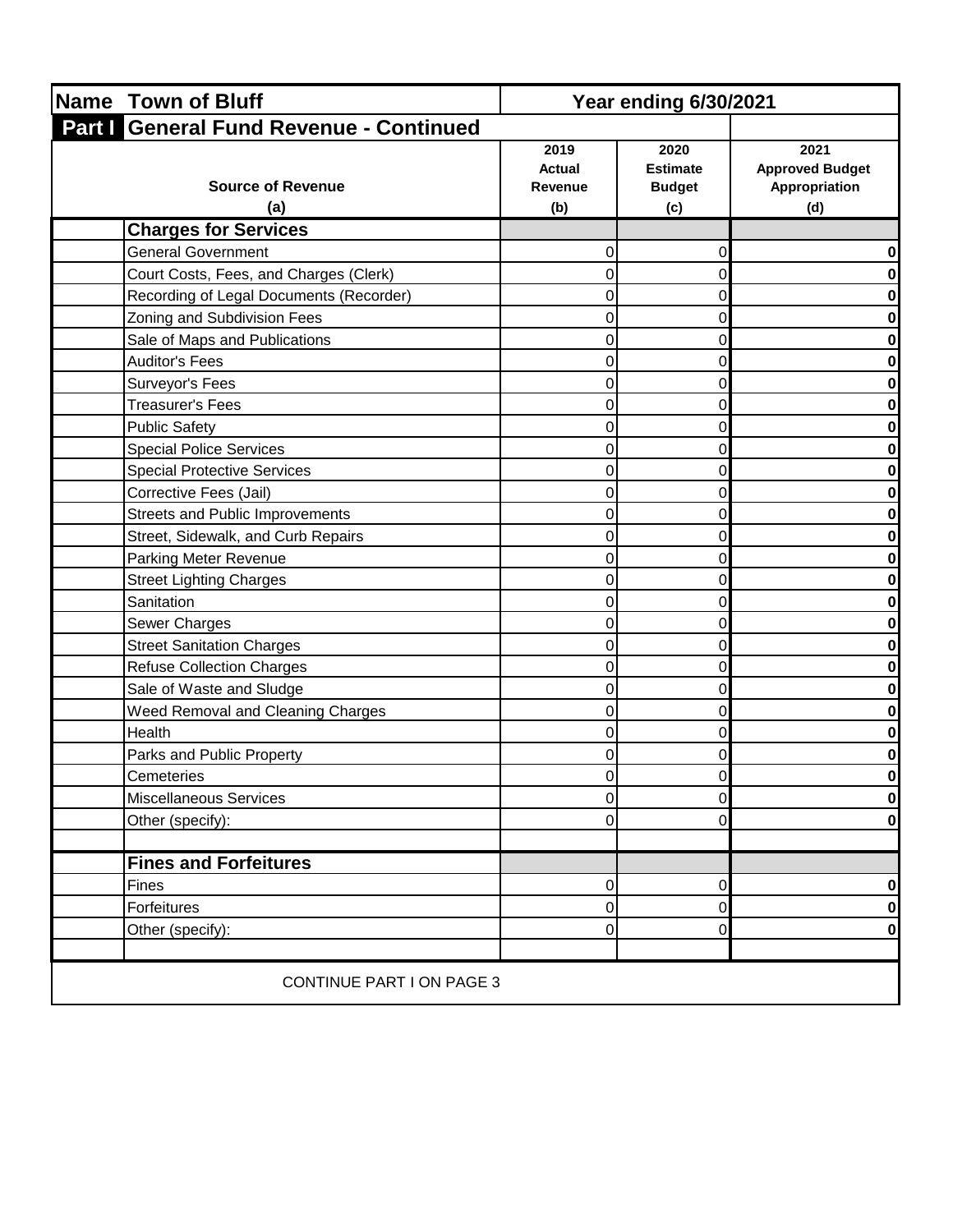| Name | Town of Bluff | Year ending 6/30/2021 | | |
|---|---|---|---|---|
| **Part I** | **General Fund Revenue - Continued** | | | |
| | **Source of Revenue (a)** | **2019 Actual Revenue (b)** | **2020 Estimate Budget (c)** | **2021 Approved Budget Appropriation (d)** |
| | **Charges for Services** | | | |
| | General Government | 0 | 0 | **0** |
| | Court Costs, Fees, and Charges (Clerk) | 0 | 0 | **0** |
| | Recording of Legal Documents (Recorder) | 0 | 0 | **0** |
| | Zoning and Subdivision Fees | 0 | 0 | **0** |
| | Sale of Maps and Publications | 0 | 0 | **0** |
| | Auditor's Fees | 0 | 0 | **0** |
| | Surveyor's Fees | 0 | 0 | **0** |
| | Treasurer's Fees | 0 | 0 | **0** |
| | Public Safety | 0 | 0 | **0** |
| | Special Police Services | 0 | 0 | **0** |
| | Special Protective Services | 0 | 0 | **0** |
| | Corrective Fees (Jail) | 0 | 0 | **0** |
| | Streets and Public Improvements | 0 | 0 | **0** |
| | Street, Sidewalk, and Curb Repairs | 0 | 0 | **0** |
| | Parking Meter Revenue | 0 | 0 | **0** |
| | Street Lighting Charges | 0 | 0 | **0** |
| | Sanitation | 0 | 0 | **0** |
| | Sewer Charges | 0 | 0 | **0** |
| | Street Sanitation Charges | 0 | 0 | **0** |
| | Refuse Collection Charges | 0 | 0 | **0** |
| | Sale of Waste and Sludge | 0 | 0 | **0** |
| | Weed Removal and Cleaning Charges | 0 | 0 | **0** |
| | Health | 0 | 0 | **0** |
| | Parks and Public Property | 0 | 0 | **0** |
| | Cemeteries | 0 | 0 | **0** |
| | Miscellaneous Services | 0 | 0 | **0** |
| | Other (specify): | 0 | 0 | **0** |
| | | | | |
| | **Fines and Forfeitures** | | | |
| | Fines | 0 | 0 | **0** |
| | Forfeitures | 0 | 0 | **0** |
| | Other (specify): | 0 | 0 | **0** |
| | | | | |

CONTINUE PART I ON PAGE 3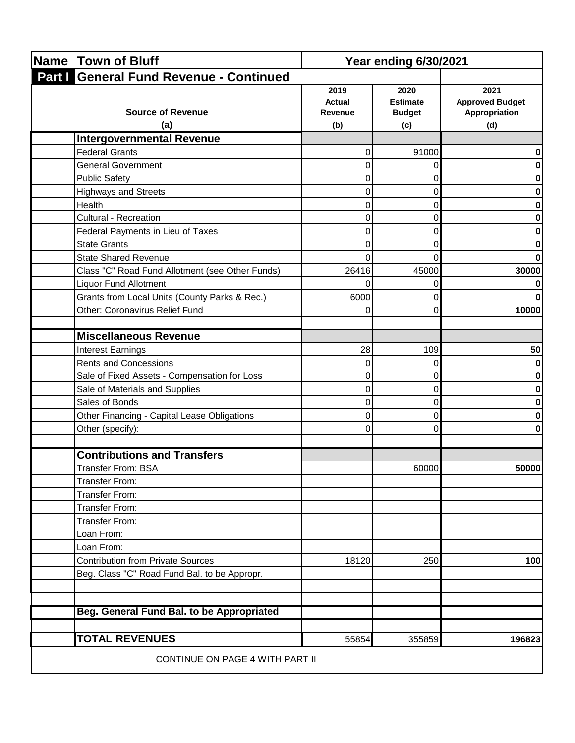| **Name** | **Town of Bluff** | **Year ending 6/30/2021** | | |
|---|---|---|---|---|
| **Part I** | **General Fund Revenue - Continued** | | | |
| | **Source of Revenue (a)** | **2019 Actual Revenue (b)** | **2020 Estimate Budget (c)** | **2021 Approved Budget Appropriation (d)** |
| | **Intergovernmental Revenue** | | | |
| | Federal Grants | 0 | 91000 | **0** |
| | General Government | 0 | 0 | **0** |
| | Public Safety | 0 | 0 | **0** |
| | Highways and Streets | 0 | 0 | **0** |
| | Health | 0 | 0 | **0** |
| | Cultural - Recreation | 0 | 0 | **0** |
| | Federal Payments in Lieu of Taxes | 0 | 0 | **0** |
| | State Grants | 0 | 0 | **0** |
| | State Shared Revenue | 0 | 0 | **0** |
| | Class "C" Road Fund Allotment (see Other Funds) | 26416 | 45000 | **30000** |
| | Liquor Fund Allotment | 0 | 0 | **0** |
| | Grants from Local Units (County Parks & Rec.) | 6000 | 0 | **0** |
| | Other: Coronavirus Relief Fund | 0 | 0 | **10000** |
| | | | | |
| | **Miscellaneous Revenue** | | | |
| | Interest Earnings | 28 | 109 | **50** |
| | Rents and Concessions | 0 | 0 | **0** |
| | Sale of Fixed Assets - Compensation for Loss | 0 | 0 | **0** |
| | Sale of Materials and Supplies | 0 | 0 | **0** |
| | Sales of Bonds | 0 | 0 | **0** |
| | Other Financing - Capital Lease Obligations | 0 | 0 | **0** |
| | Other (specify): | 0 | 0 | **0** |
| | | | | |
| | **Contributions and Transfers** | | | |
| | Transfer From: BSA | | 60000 | **50000** |
| | Transfer From: | | | |
| | Transfer From: | | | |
| | Transfer From: | | | |
| | Transfer From: | | | |
| | Loan From: | | | |
| | Loan From: | | | |
| | Contribution from Private Sources | 18120 | 250 | **100** |
| | Beg. Class "C" Road Fund Bal. to be Appropr. | | | |
| | | | | |
| | | | | |
| | **Beg. General Fund Bal. to be Appropriated** | | | |
| | | | | |
| | **TOTAL REVENUES** | 55854 | 355859 | **196823** |

CONTINUE ON PAGE 4 WITH PART II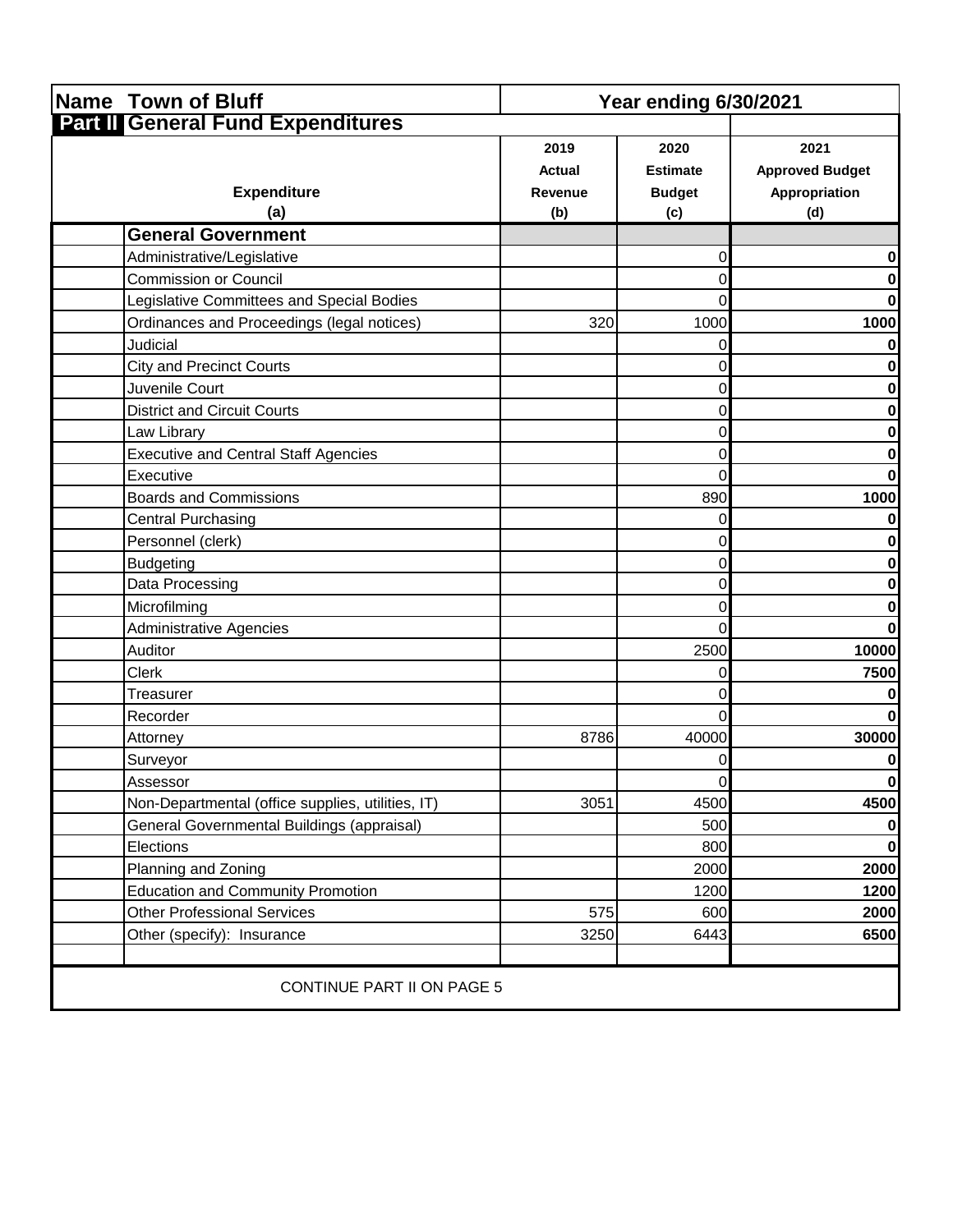| Name Town of Bluff | Year ending 6/30/2021 | | |
|---|---|---|---|
| **Part II General Fund Expenditures** | | | |
| **Expenditure (a)** | **2019 Actual Revenue (b)** | **2020 Estimate Budget (c)** | **2021 Approved Budget Appropriation (d)** |
| **General Government** | | | |
| Administrative/Legislative | | 0 | **0** |
| Commission or Council | | 0 | **0** |
| Legislative Committees and Special Bodies | | 0 | **0** |
| Ordinances and Proceedings (legal notices) | 320 | 1000 | **1000** |
| Judicial | | 0 | **0** |
| City and Precinct Courts | | 0 | **0** |
| Juvenile Court | | 0 | **0** |
| District and Circuit Courts | | 0 | **0** |
| Law Library | | 0 | **0** |
| Executive and Central Staff Agencies | | 0 | **0** |
| Executive | | 0 | **0** |
| Boards and Commissions | | 890 | **1000** |
| Central Purchasing | | 0 | **0** |
| Personnel (clerk) | | 0 | **0** |
| Budgeting | | 0 | **0** |
| Data Processing | | 0 | **0** |
| Microfilming | | 0 | **0** |
| Administrative Agencies | | 0 | **0** |
| Auditor | | 2500 | **10000** |
| Clerk | | 0 | **7500** |
| Treasurer | | 0 | **0** |
| Recorder | | 0 | **0** |
| Attorney | 8786 | 40000 | **30000** |
| Surveyor | | 0 | **0** |
| Assessor | | 0 | **0** |
| Non-Departmental (office supplies, utilities, IT) | 3051 | 4500 | **4500** |
| General Governmental Buildings (appraisal) | | 500 | **0** |
| Elections | | 800 | **0** |
| Planning and Zoning | | 2000 | **2000** |
| Education and Community Promotion | | 1200 | **1200** |
| Other Professional Services | 575 | 600 | **2000** |
| Other (specify): Insurance | 3250 | 6443 | **6500** |
| | | | |

CONTINUE PART II ON PAGE 5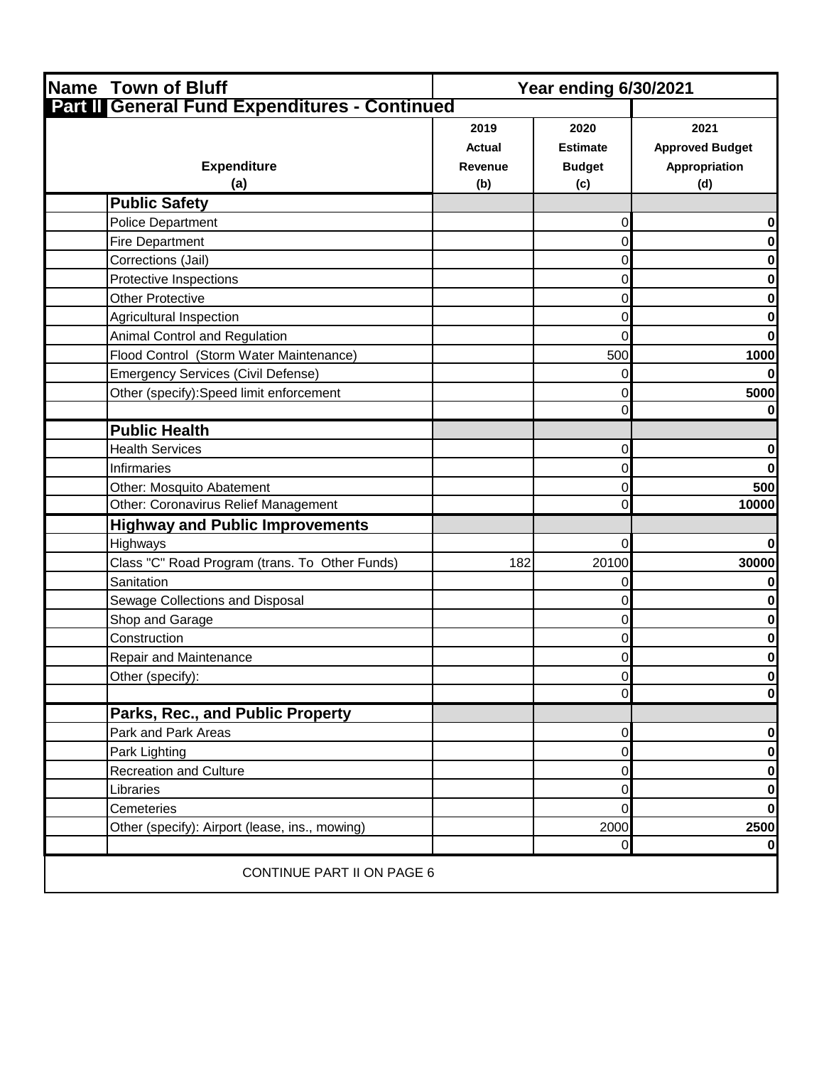| Name Town of Bluff | | Year ending 6/30/2021 | |
|---|---|---|---|
| **Part II General Fund Expenditures - Continued** | | | |
| **Expenditure (a)** | **2019 Actual Revenue (b)** | **2020 Estimate Budget (c)** | **2021 Approved Budget Appropriation (d)** |
| **Public Safety** | | | |
| Police Department | | 0 | **0** |
| Fire Department | | 0 | **0** |
| Corrections (Jail) | | 0 | **0** |
| Protective Inspections | | 0 | **0** |
| Other Protective | | 0 | **0** |
| Agricultural Inspection | | 0 | **0** |
| Animal Control and Regulation | | 0 | **0** |
| Flood Control (Storm Water Maintenance) | | 500 | **1000** |
| Emergency Services (Civil Defense) | | 0 | **0** |
| Other (specify):Speed limit enforcement | | 0 | **5000** |
| | | 0 | **0** |
| **Public Health** | | | |
| Health Services | | 0 | **0** |
| Infirmaries | | 0 | **0** |
| Other: Mosquito Abatement | | 0 | **500** |
| Other: Coronavirus Relief Management | | 0 | **10000** |
| **Highway and Public Improvements** | | | |
| Highways | | 0 | **0** |
| Class "C" Road Program (trans. To Other Funds) | 182 | 20100 | **30000** |
| Sanitation | | 0 | **0** |
| Sewage Collections and Disposal | | 0 | **0** |
| Shop and Garage | | 0 | **0** |
| Construction | | 0 | **0** |
| Repair and Maintenance | | 0 | **0** |
| Other (specify): | | 0 | **0** |
| | | 0 | **0** |
| **Parks, Rec., and Public Property** | | | |
| Park and Park Areas | | 0 | **0** |
| Park Lighting | | 0 | **0** |
| Recreation and Culture | | 0 | **0** |
| Libraries | | 0 | **0** |
| Cemeteries | | 0 | **0** |
| Other (specify): Airport (lease, ins., mowing) | | 2000 | **2500** |
| | | 0 | **0** |

CONTINUE PART II ON PAGE 6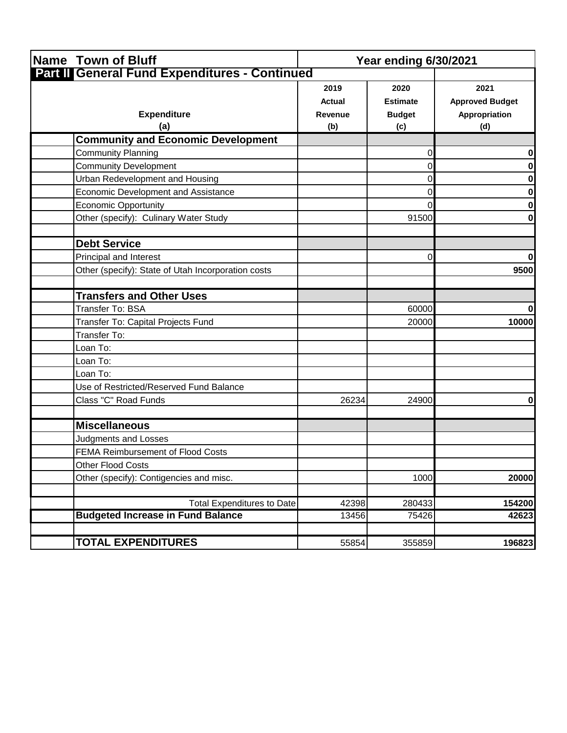| Name Town of Bluff | Year ending 6/30/2021 | | |
|---|---|---|---|
| **Part II General Fund Expenditures - Continued** | | | |
| **Expenditure (a)** | **2019 Actual Revenue (b)** | **2020 Estimate Budget (c)** | **2021 Approved Budget Appropriation (d)** |
| **Community and Economic Development** | | | |
| Community Planning | | 0 | **0** |
| Community Development | | 0 | **0** |
| Urban Redevelopment and Housing | | 0 | **0** |
| Economic Development and Assistance | | 0 | **0** |
| Economic Opportunity | | 0 | **0** |
| Other (specify): Culinary Water Study | | 91500 | **0** |
| | | | |
| **Debt Service** | | | |
| Principal and Interest | | 0 | **0** |
| Other (specify): State of Utah Incorporation costs | | | **9500** |
| | | | |
| **Transfers and Other Uses** | | | |
| Transfer To: BSA | | 60000 | **0** |
| Transfer To: Capital Projects Fund | | 20000 | **10000** |
| Transfer To: | | | |
| Loan To: | | | |
| Loan To: | | | |
| Loan To: | | | |
| Use of Restricted/Reserved Fund Balance | | | |
| Class "C" Road Funds | 26234 | 24900 | **0** |
| | | | |
| **Miscellaneous** | | | |
| Judgments and Losses | | | |
| FEMA Reimbursement of Flood Costs | | | |
| Other Flood Costs | | | |
| Other (specify): Contigencies and misc. | | 1000 | **20000** |
| | | | |
| Total Expenditures to Date | 42398 | 280433 | **154200** |
| **Budgeted Increase in Fund Balance** | 13456 | 75426 | **42623** |
| | | | |
| **TOTAL EXPENDITURES** | 55854 | 355859 | **196823** |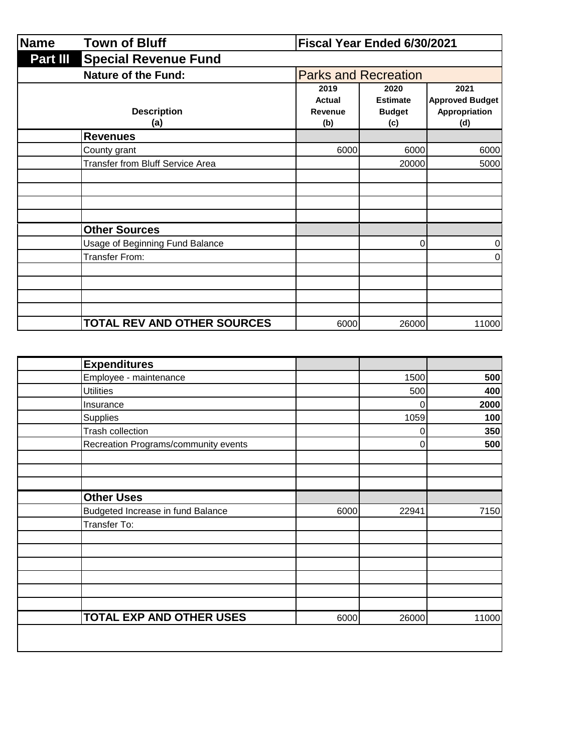| Name | Town of Bluff | Fiscal Year Ended 6/30/2021 | | |
|---|---|---|---|---|
| **Part III** | **Special Revenue Fund** | | | |
| | **Nature of the Fund:** | Parks and Recreation | | |
| | **Description (a)** | **2019 Actual Revenue (b)** | **2020 Estimate Budget (c)** | **2021 Approved Budget Appropriation (d)** |
| | **Revenues** | | | |
| | County grant | 6000 | 6000 | 6000 |
| | Transfer from Bluff Service Area | | 20000 | 5000 |
| | | | | |
| | | | | |
| | | | | |
| | | | | |
| | **Other Sources** | | | |
| | Usage of Beginning Fund Balance | | 0 | 0 |
| | Transfer From: | | | 0 |
| | | | | |
| | | | | |
| | | | | |
| | | | | |
| | **TOTAL REV AND OTHER SOURCES** | 6000 | 26000 | 11000 |

| | Description | 2019 | 2020 | 2021 |
|---|---|---|---|---|
| | **Expenditures** | | | |
| | Employee - maintenance | | 1500 | **500** |
| | Utilities | | 500 | **400** |
| | Insurance | | 0 | **2000** |
| | Supplies | | 1059 | **100** |
| | Trash collection | | 0 | **350** |
| | Recreation Programs/community events | | 0 | **500** |
| | | | | |
| | | | | |
| | | | | |
| | **Other Uses** | | | |
| | Budgeted Increase in fund Balance | 6000 | 22941 | 7150 |
| | Transfer To: | | | |
| | | | | |
| | | | | |
| | | | | |
| | | | | |
| | | | | |
| | | | | |
| | **TOTAL EXP AND OTHER USES** | 6000 | 26000 | 11000 |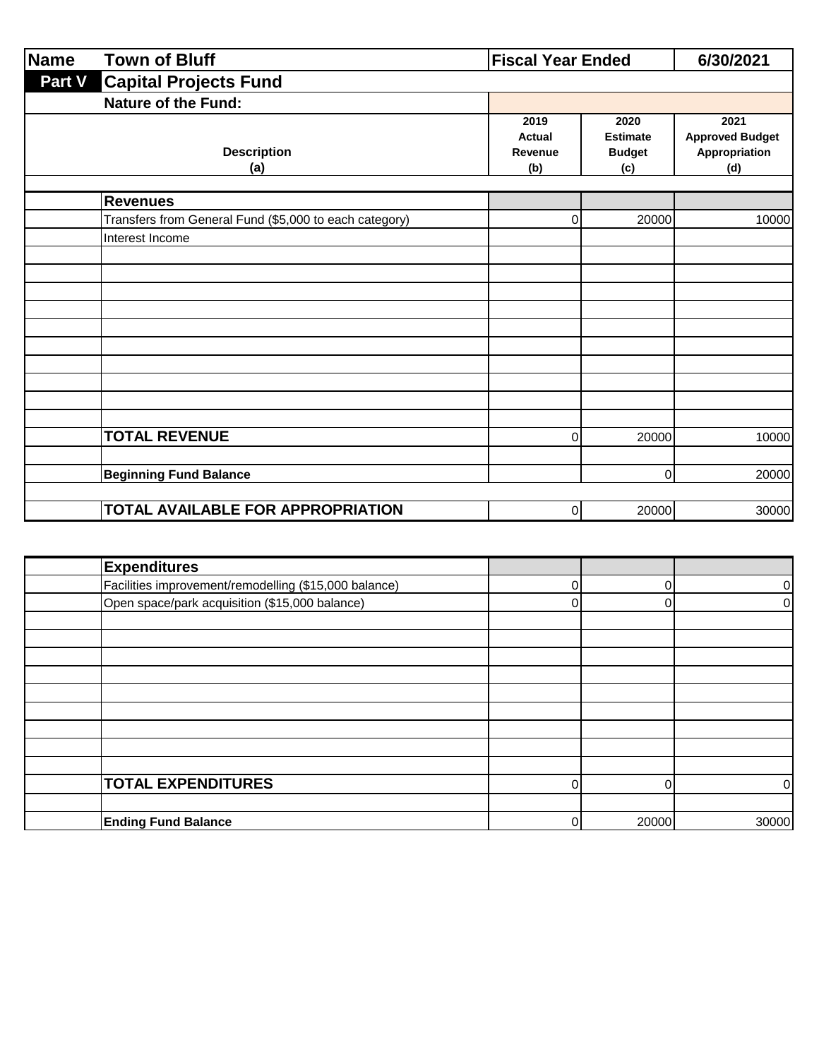| Name | Town of Bluff | Fiscal Year Ended | | 6/30/2021 |
|---|---|---|---|---|
| **Part V** | **Capital Projects Fund** | | | |
| | **Nature of the Fund:** | | | |

| Description (a) | 2019 Actual Revenue (b) | 2020 Estimate Budget (c) | 2021 Approved Budget Appropriation (d) |
|---|---|---|---|
| **Revenues** | | | |
| Transfers from General Fund ($5,000 to each category) | 0 | 20000 | 10000 |
| Interest Income | | | |
| **TOTAL REVENUE** | 0 | 20000 | 10000 |
| **Beginning Fund Balance** | | 0 | 20000 |
| **TOTAL AVAILABLE FOR APPROPRIATION** | 0 | 20000 | 30000 |

| Description (a) | 2019 Actual Revenue (b) | 2020 Estimate Budget (c) | 2021 Approved Budget Appropriation (d) |
|---|---|---|---|
| **Expenditures** | | | |
| Facilities improvement/remodelling ($15,000 balance) | 0 | 0 | 0 |
| Open space/park acquisition ($15,000 balance) | 0 | 0 | 0 |
| **TOTAL EXPENDITURES** | 0 | 0 | 0 |
| **Ending Fund Balance** | 0 | 20000 | 30000 |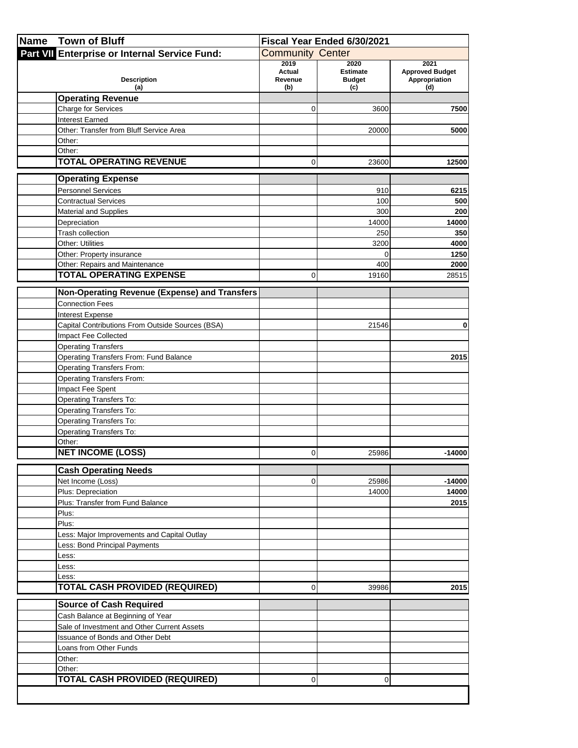| Name | Town of Bluff | Fiscal Year Ended 6/30/2021 | | |
|---|---|---|---|---|
| **Part VII** | **Enterprise or Internal Service Fund:** | Community Center | | |
| | **Description (a)** | **2019 Actual Revenue (b)** | **2020 Estimate Budget (c)** | **2021 Approved Budget Appropriation (d)** |
| | **Operating Revenue** | | | |
| | Charge for Services | 0 | 3600 | **7500** |
| | Interest Earned | | | |
| | Other: Transfer from Bluff Service Area | | 20000 | **5000** |
| | Other: | | | |
| | Other: | | | |
| | **TOTAL OPERATING REVENUE** | 0 | 23600 | **12500** |
| | **Operating Expense** | | | |
| | Personnel Services | | 910 | **6215** |
| | Contractual Services | | 100 | **500** |
| | Material and Supplies | | 300 | **200** |
| | Depreciation | | 14000 | **14000** |
| | Trash collection | | 250 | **350** |
| | Other: Utilities | | 3200 | **4000** |
| | Other: Property insurance | | 0 | **1250** |
| | Other: Repairs and Maintenance | | 400 | **2000** |
| | **TOTAL OPERATING EXPENSE** | 0 | 19160 | 28515 |
| | **Non-Operating Revenue (Expense) and Transfers** | | | |
| | Connection Fees | | | |
| | Interest Expense | | | |
| | Capital Contributions From Outside Sources (BSA) | | 21546 | **0** |
| | Impact Fee Collected | | | |
| | Operating Transfers | | | |
| | Operating Transfers From: Fund Balance | | | **2015** |
| | Operating Transfers From: | | | |
| | Operating Transfers From: | | | |
| | Impact Fee Spent | | | |
| | Operating Transfers To: | | | |
| | Operating Transfers To: | | | |
| | Operating Transfers To: | | | |
| | Operating Transfers To: | | | |
| | Other: | | | |
| | **NET INCOME (LOSS)** | 0 | 25986 | **-14000** |
| | **Cash Operating Needs** | | | |
| | Net Income (Loss) | 0 | 25986 | **-14000** |
| | Plus: Depreciation | | 14000 | **14000** |
| | Plus: Transfer from Fund Balance | | | **2015** |
| | Plus: | | | |
| | Plus: | | | |
| | Less: Major Improvements and Capital Outlay | | | |
| | Less: Bond Principal Payments | | | |
| | Less: | | | |
| | Less: | | | |
| | Less: | | | |
| | **TOTAL CASH PROVIDED (REQUIRED)** | 0 | 39986 | **2015** |
| | **Source of Cash Required** | | | |
| | Cash Balance at Beginning of Year | | | |
| | Sale of Investment and Other Current Assets | | | |
| | Issuance of Bonds and Other Debt | | | |
| | Loans from Other Funds | | | |
| | Other: | | | |
| | Other: | | | |
| | **TOTAL CASH PROVIDED (REQUIRED)** | 0 | 0 | |